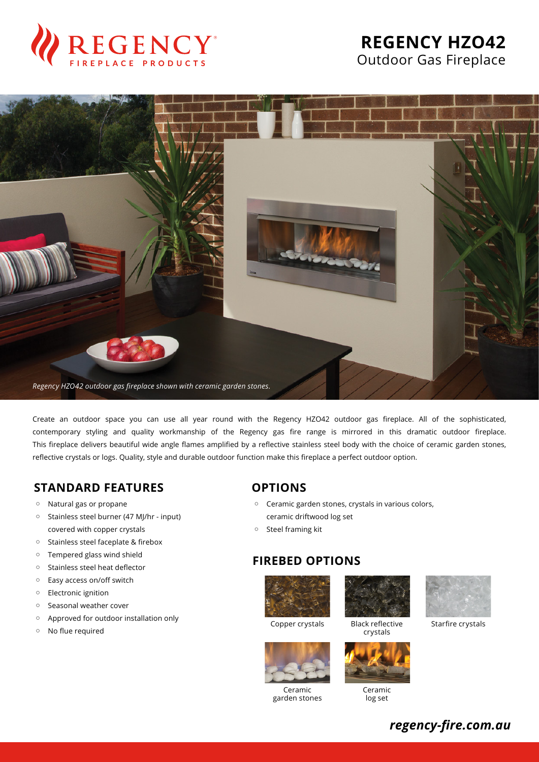# REGENCY HZO42

Outdoor Gas Fireplace

*Regency HZO42 outdoor gas fireplace shown with ceramic garden stones.*

Create an outdoor space you can use all year round with the Regency HZO42 outdoor gas fireplace. All of the sophisticated, contemporary styling and quality workmanship of the Regency gas fire range is mirrored in this dramatic outdoor fireplace. This fireplace delivers beautiful wide angle flames amplified by a reflective stainless steel body with the choice of ceramic garden stones, reflective crystals or logs. Quality, style and durable outdoor function make this fireplace a perfect outdoor option.

## STANDARD FEATURES

- Natural gas or propane
- Stainless steel burner (47 MJ/hr - input) covered with copper crystals
- Stainless steel faceplate & firebox
- Tempered glass wind shield
- Stainless steel heat deflector
- Easy access on/off switch
- Electronic ignition
- Seasonal weather cover
- Approved for outdoor installation only
- No flue required

## OPTIONS

- Ceramic garden stones, crystals in various colors, ceramic driftwood log set
- Steel framing kit

## FIREBED OPTIONS

Copper crystals

Black reflective crystals

Starfire crystals

Ceramic garden stones

Ceramic log set

***regency-fire.com.au***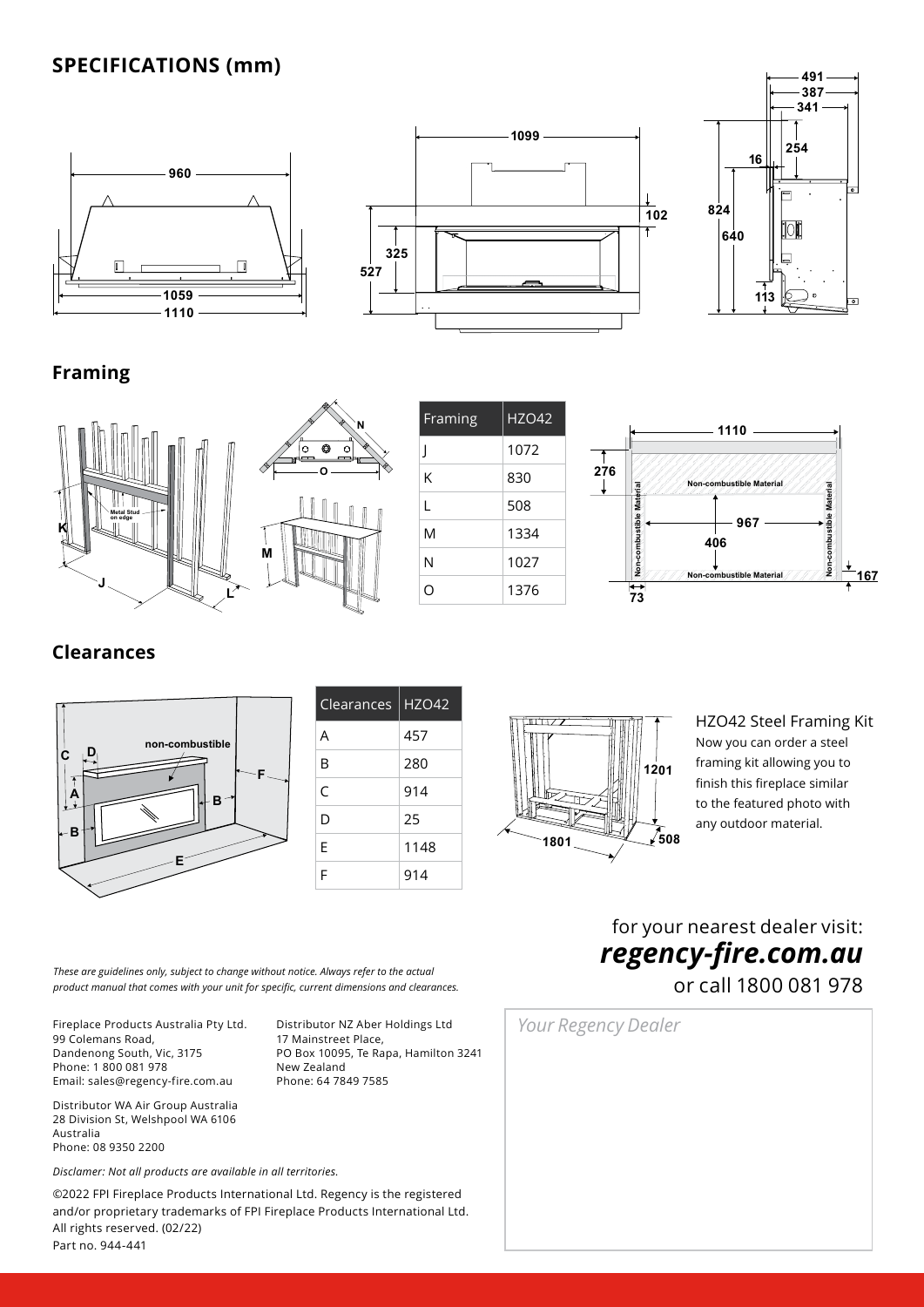## SPECIFICATIONS (mm)

960
1059
1110

1099
102
325
527

491
387
341
16
254
824
640
113

## Framing

Metal Stud on edge
K
J
L
N
O
M

| Framing | HZO42 |
|---|---|
| J | 1072 |
| K | 830 |
| L | 508 |
| M | 1334 |
| N | 1027 |
| O | 1376 |

1110
276
Non-combustible Material
967
406
Non-combustible Material
Non-combustible Material
Non-combustible Material
167
73

## Clearances

non-combustible
C
D
A
B
B
F
E

| Clearances | HZO42 |
|---|---|
| A | 457 |
| B | 280 |
| C | 914 |
| D | 25 |
| E | 1148 |
| F | 914 |

1201
1801
508

HZO42 Steel Framing Kit

Now you can order a steel framing kit allowing you to finish this fireplace similar to the featured photo with any outdoor material.

for your nearest dealer visit:
***regency-fire.com.au***
or call 1800 081 978

*These are guidelines only, subject to change without notice. Always refer to the actual product manual that comes with your unit for specific, current dimensions and clearances.*

Fireplace Products Australia Pty Ltd.
99 Colemans Road,
Dandenong South, Vic, 3175
Phone: 1 800 081 978
Email: sales@regency-fire.com.au

Distributor NZ Aber Holdings Ltd
17 Mainstreet Place,
PO Box 10095, Te Rapa, Hamilton 3241
New Zealand
Phone: 64 7849 7585

Distributor WA Air Group Australia
28 Division St, Welshpool WA 6106
Australia
Phone: 08 9350 2200

*Your Regency Dealer*

*Disclaimer: Not all products are available in all territories.*

©2022 FPI Fireplace Products International Ltd. Regency is the registered and/or proprietary trademarks of FPI Fireplace Products International Ltd. All rights reserved. (02/22)
Part no. 944-441